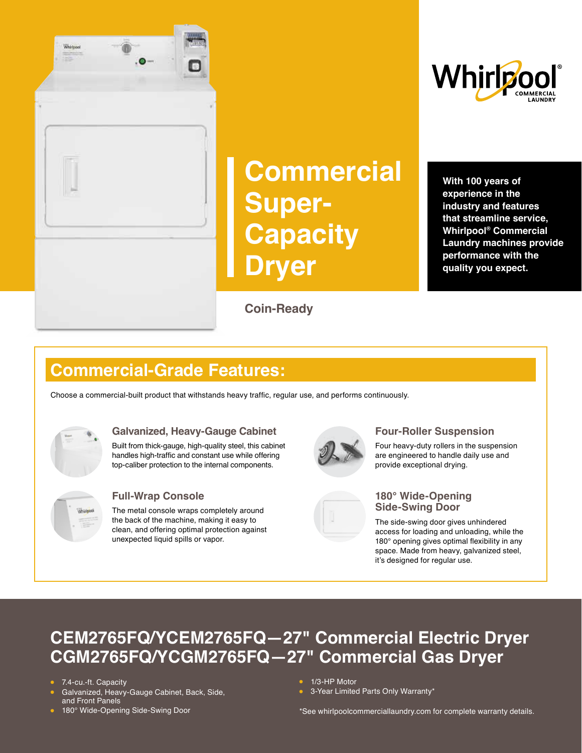Whirlpool® COMMERCIAL LAUNDRY

# Commercial Super-Capacity Dryer

**Coin-Ready**

**With 100 years of experience in the industry and features that streamline service, Whirlpool® Commercial Laundry machines provide performance with the quality you expect.**

## Commercial-Grade Features:

Choose a commercial-built product that withstands heavy traffic, regular use, and performs continuously.

### Galvanized, Heavy-Gauge Cabinet

Built from thick-gauge, high-quality steel, this cabinet handles high-traffic and constant use while offering top-caliber protection to the internal components.

### Full-Wrap Console

The metal console wraps completely around the back of the machine, making it easy to clean, and offering optimal protection against unexpected liquid spills or vapor.

### Four-Roller Suspension

Four heavy-duty rollers in the suspension are engineered to handle daily use and provide exceptional drying.

### 180° Wide-Opening Side-Swing Door

The side-swing door gives unhindered access for loading and unloading, while the 180° opening gives optimal flexibility in any space. Made from heavy, galvanized steel, it's designed for regular use.

## CEM2765FQ/YCEM2765FQ—27" Commercial Electric Dryer
## CGM2765FQ/YCGM2765FQ—27" Commercial Gas Dryer

- 7.4-cu.-ft. Capacity
- Galvanized, Heavy-Gauge Cabinet, Back, Side, and Front Panels
- 180° Wide-Opening Side-Swing Door
- 1/3-HP Motor
- 3-Year Limited Parts Only Warranty*

*See whirlpoolcommerciallaundry.com for complete warranty details.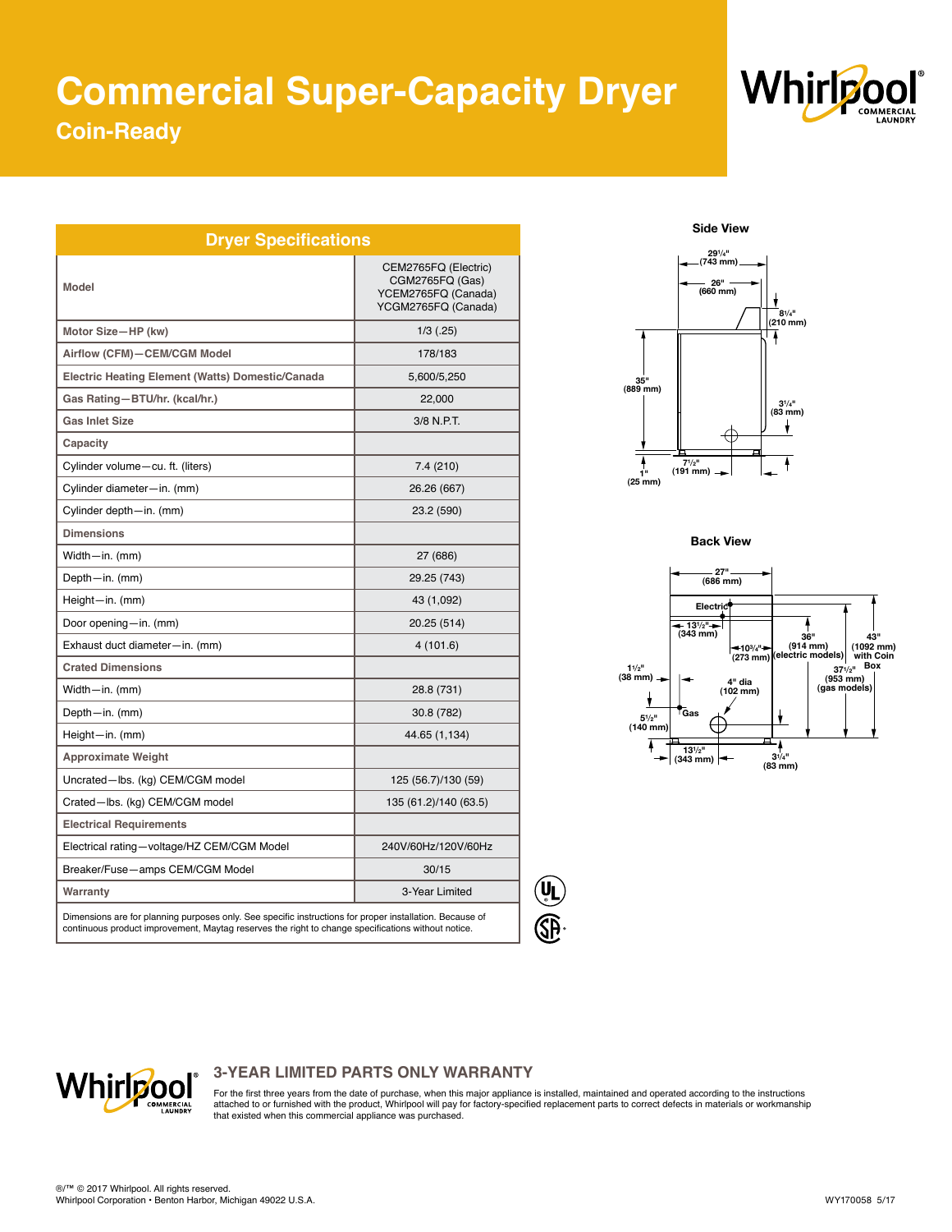# Commercial Super-Capacity Dryer

## Coin-Ready

| Dryer Specifications | |
|---|---|
| Model | CEM2765FQ (Electric) CGM2765FQ (Gas) YCEM2765FQ (Canada) YCGM2765FQ (Canada) |
| Motor Size—HP (kw) | 1/3 (.25) |
| Airflow (CFM)—CEM/CGM Model | 178/183 |
| Electric Heating Element (Watts) Domestic/Canada | 5,600/5,250 |
| Gas Rating—BTU/hr. (kcal/hr.) | 22,000 |
| Gas Inlet Size | 3/8 N.P.T. |
| **Capacity** | |
| Cylinder volume—cu. ft. (liters) | 7.4 (210) |
| Cylinder diameter—in. (mm) | 26.26 (667) |
| Cylinder depth—in. (mm) | 23.2 (590) |
| **Dimensions** | |
| Width—in. (mm) | 27 (686) |
| Depth—in. (mm) | 29.25 (743) |
| Height—in. (mm) | 43 (1,092) |
| Door opening—in. (mm) | 20.25 (514) |
| Exhaust duct diameter—in. (mm) | 4 (101.6) |
| **Crated Dimensions** | |
| Width—in. (mm) | 28.8 (731) |
| Depth—in. (mm) | 30.8 (782) |
| Height—in. (mm) | 44.65 (1,134) |
| **Approximate Weight** | |
| Uncrated—lbs. (kg) CEM/CGM model | 125 (56.7)/130 (59) |
| Crated—lbs. (kg) CEM/CGM model | 135 (61.2)/140 (63.5) |
| **Electrical Requirements** | |
| Electrical rating—voltage/HZ CEM/CGM Model | 240V/60Hz/120V/60Hz |
| Breaker/Fuse—amps CEM/CGM Model | 30/15 |
| Warranty | 3-Year Limited |

Dimensions are for planning purposes only. See specific instructions for proper installation. Because of continuous product improvement, Maytag reserves the right to change specifications without notice.

**Side View**

29¼" (743 mm)
26" (660 mm)
8¼" (210 mm)
35" (889 mm)
3¼" (83 mm)
1" (25 mm)
7½" (191 mm)

**Back View**

27" (686 mm)
Electric
13½" (343 mm)
10¾" (273 mm)
36" (914 mm) (electric models)
43" (1092 mm) with Coin Box
37½" (953 mm) (gas models)
1½" (38 mm)
4" dia (102 mm)
Gas
5½" (140 mm)
13½" (343 mm)
3¼" (83 mm)

## 3-YEAR LIMITED PARTS ONLY WARRANTY

For the first three years from the date of purchase, when this major appliance is installed, maintained and operated according to the instructions attached to or furnished with the product, Whirlpool will pay for factory-specified replacement parts to correct defects in materials or workmanship that existed when this commercial appliance was purchased.

®/™ © 2017 Whirlpool. All rights reserved.
Whirlpool Corporation • Benton Harbor, Michigan 49022 U.S.A.

WY170058 5/17